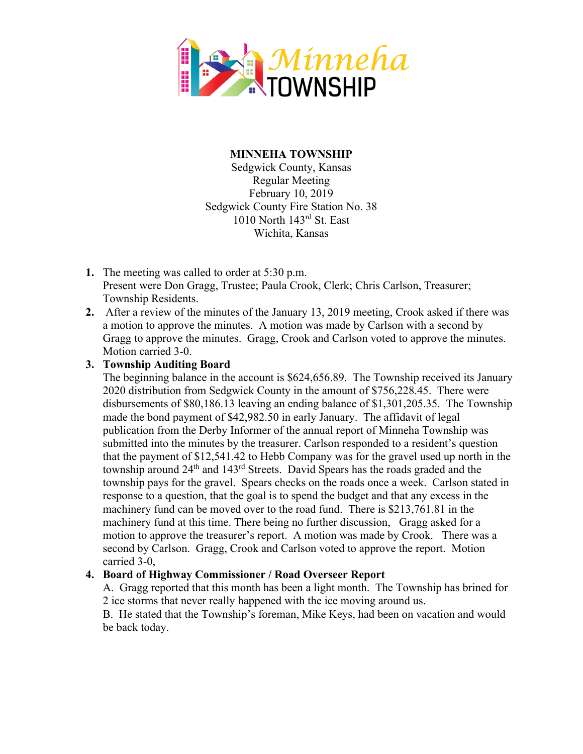**MINNEHA TOWNSHIP**
Sedgwick County, Kansas
Regular Meeting
February 10, 2019
Sedgwick County Fire Station No. 38
1010 North 143rd St. East
Wichita, Kansas

1. The meeting was called to order at 5:30 p.m.
   Present were Don Gragg, Trustee; Paula Crook, Clerk; Chris Carlson, Treasurer; Township Residents.
2. After a review of the minutes of the January 13, 2019 meeting, Crook asked if there was a motion to approve the minutes. A motion was made by Carlson with a second by Gragg to approve the minutes. Gragg, Crook and Carlson voted to approve the minutes. Motion carried 3-0.
3. **Township Auditing Board**
   The beginning balance in the account is $624,656.89. The Township received its January 2020 distribution from Sedgwick County in the amount of $756,228.45. There were disbursements of $80,186.13 leaving an ending balance of $1,301,205.35. The Township made the bond payment of $42,982.50 in early January. The affidavit of legal publication from the Derby Informer of the annual report of Minneha Township was submitted into the minutes by the treasurer. Carlson responded to a resident's question that the payment of $12,541.42 to Hebb Company was for the gravel used up north in the township around 24th and 143rd Streets. David Spears has the roads graded and the township pays for the gravel. Spears checks on the roads once a week. Carlson stated in response to a question, that the goal is to spend the budget and that any excess in the machinery fund can be moved over to the road fund. There is $213,761.81 in the machinery fund at this time. There being no further discussion, Gragg asked for a motion to approve the treasurer's report. A motion was made by Crook. There was a second by Carlson. Gragg, Crook and Carlson voted to approve the report. Motion carried 3-0,
4. **Board of Highway Commissioner / Road Overseer Report**
   A. Gragg reported that this month has been a light month. The Township has brined for 2 ice storms that never really happened with the ice moving around us.
   B. He stated that the Township's foreman, Mike Keys, had been on vacation and would be back today.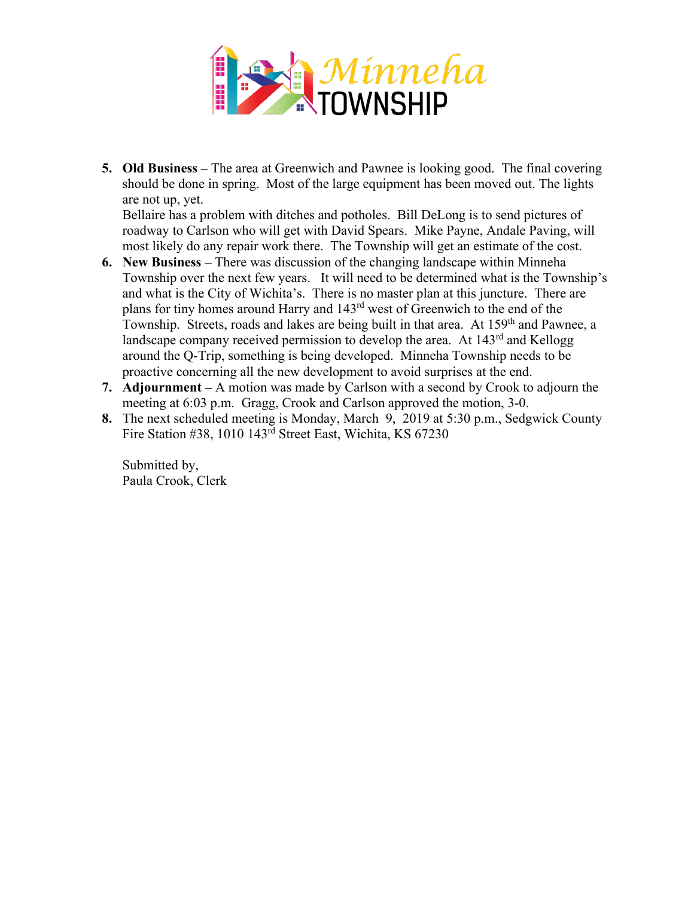5. **Old Business –** The area at Greenwich and Pawnee is looking good. The final covering should be done in spring. Most of the large equipment has been moved out. The lights are not up, yet.
   Bellaire has a problem with ditches and potholes. Bill DeLong is to send pictures of roadway to Carlson who will get with David Spears. Mike Payne, Andale Paving, will most likely do any repair work there. The Township will get an estimate of the cost.
6. **New Business –** There was discussion of the changing landscape within Minneha Township over the next few years. It will need to be determined what is the Township's and what is the City of Wichita's. There is no master plan at this juncture. There are plans for tiny homes around Harry and 143rd west of Greenwich to the end of the Township. Streets, roads and lakes are being built in that area. At 159th and Pawnee, a landscape company received permission to develop the area. At 143rd and Kellogg around the Q-Trip, something is being developed. Minneha Township needs to be proactive concerning all the new development to avoid surprises at the end.
7. **Adjournment –** A motion was made by Carlson with a second by Crook to adjourn the meeting at 6:03 p.m. Gragg, Crook and Carlson approved the motion, 3-0.
8. The next scheduled meeting is Monday, March 9, 2019 at 5:30 p.m., Sedgwick County Fire Station #38, 1010 143rd Street East, Wichita, KS 67230

Submitted by,
Paula Crook, Clerk